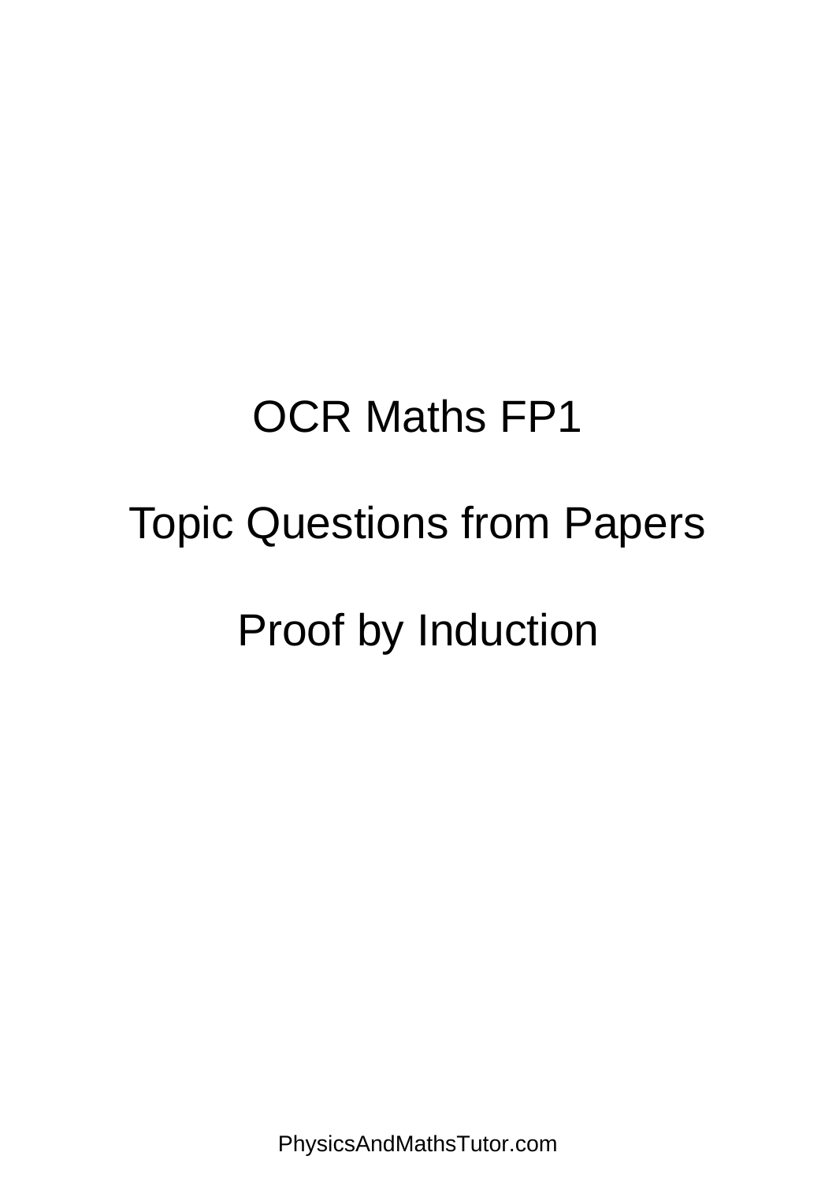# OCR Maths FP1

## Topic Questions from Papers

## Proof by Induction

PhysicsAndMathsTutor.com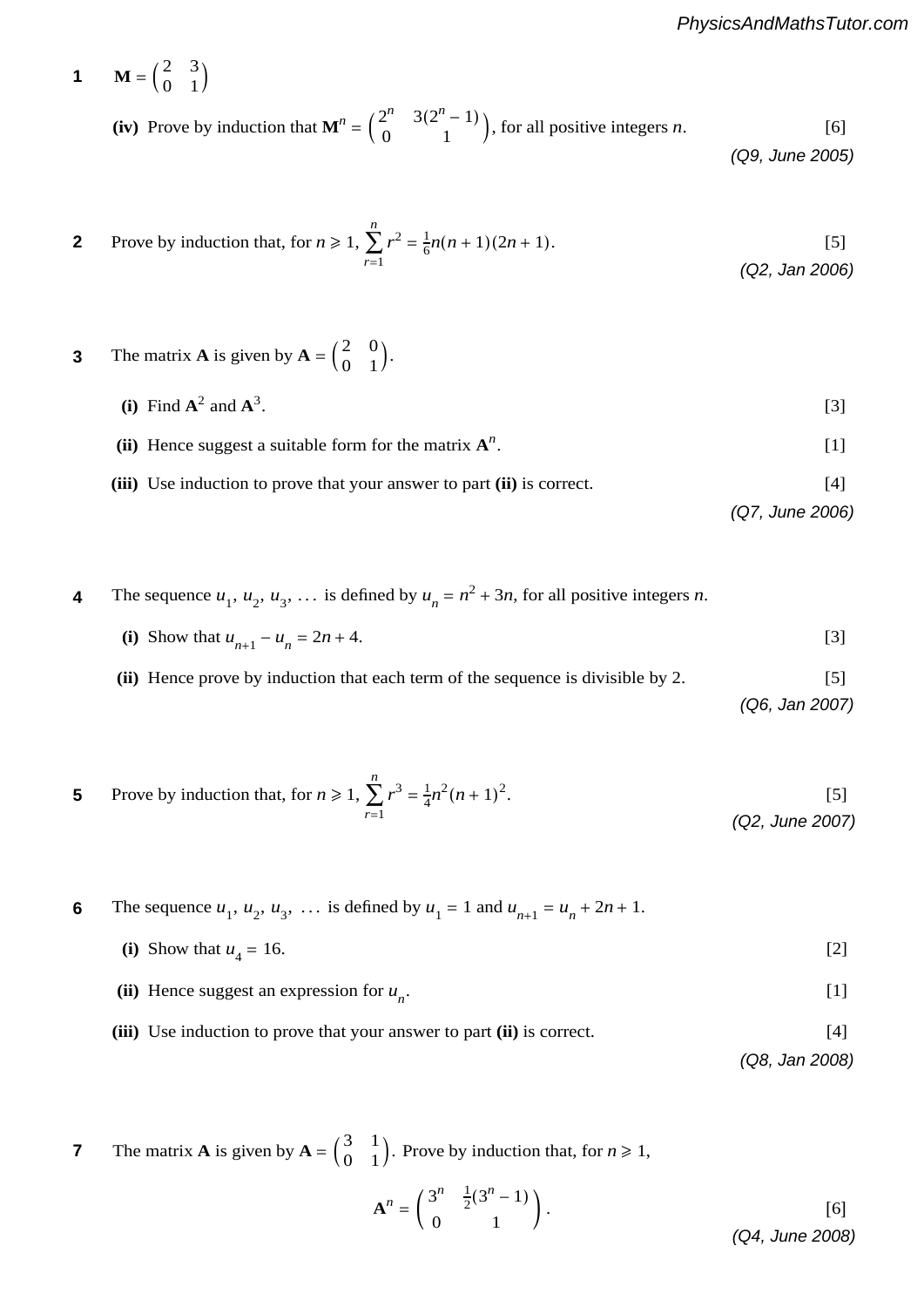**1** $\mathbf{M} = \begin{pmatrix} 2 & 3 \\ 0 & 1 \end{pmatrix}$

**(iv)** Prove by induction that $\mathbf{M}^n = \begin{pmatrix} 2^n & 3(2^n - 1) \\ 0 & 1 \end{pmatrix}$, for all positive integers $n$. [6]

*(Q9, June 2005)*

**2** Prove by induction that, for $n \geqslant 1$, $\sum_{r=1}^{n} r^2 = \frac{1}{6}n(n+1)(2n+1)$. [5]

*(Q2, Jan 2006)*

**3** The matrix $\mathbf{A}$ is given by $\mathbf{A} = \begin{pmatrix} 2 & 0 \\ 0 & 1 \end{pmatrix}$.

**(i)** Find $\mathbf{A}^2$ and $\mathbf{A}^3$. [3]

**(ii)** Hence suggest a suitable form for the matrix $\mathbf{A}^n$. [1]

**(iii)** Use induction to prove that your answer to part **(ii)** is correct. [4]

*(Q7, June 2006)*

**4** The sequence $u_1, u_2, u_3, \ldots$ is defined by $u_n = n^2 + 3n$, for all positive integers $n$.

**(i)** Show that $u_{n+1} - u_n = 2n + 4$. [3]

**(ii)** Hence prove by induction that each term of the sequence is divisible by 2. [5]

*(Q6, Jan 2007)*

**5** Prove by induction that, for $n \geqslant 1$, $\sum_{r=1}^{n} r^3 = \frac{1}{4}n^2(n+1)^2$. [5]

*(Q2, June 2007)*

**6** The sequence $u_1, u_2, u_3, \ldots$ is defined by $u_1 = 1$ and $u_{n+1} = u_n + 2n + 1$.

**(i)** Show that $u_4 = 16$. [2]

**(ii)** Hence suggest an expression for $u_n$. [1]

**(iii)** Use induction to prove that your answer to part **(ii)** is correct. [4]

*(Q8, Jan 2008)*

**7** The matrix $\mathbf{A}$ is given by $\mathbf{A} = \begin{pmatrix} 3 & 1 \\ 0 & 1 \end{pmatrix}$. Prove by induction that, for $n \geqslant 1$,

$$\mathbf{A}^n = \begin{pmatrix} 3^n & \frac{1}{2}(3^n - 1) \\ 0 & 1 \end{pmatrix}.$$ [6]

*(Q4, June 2008)*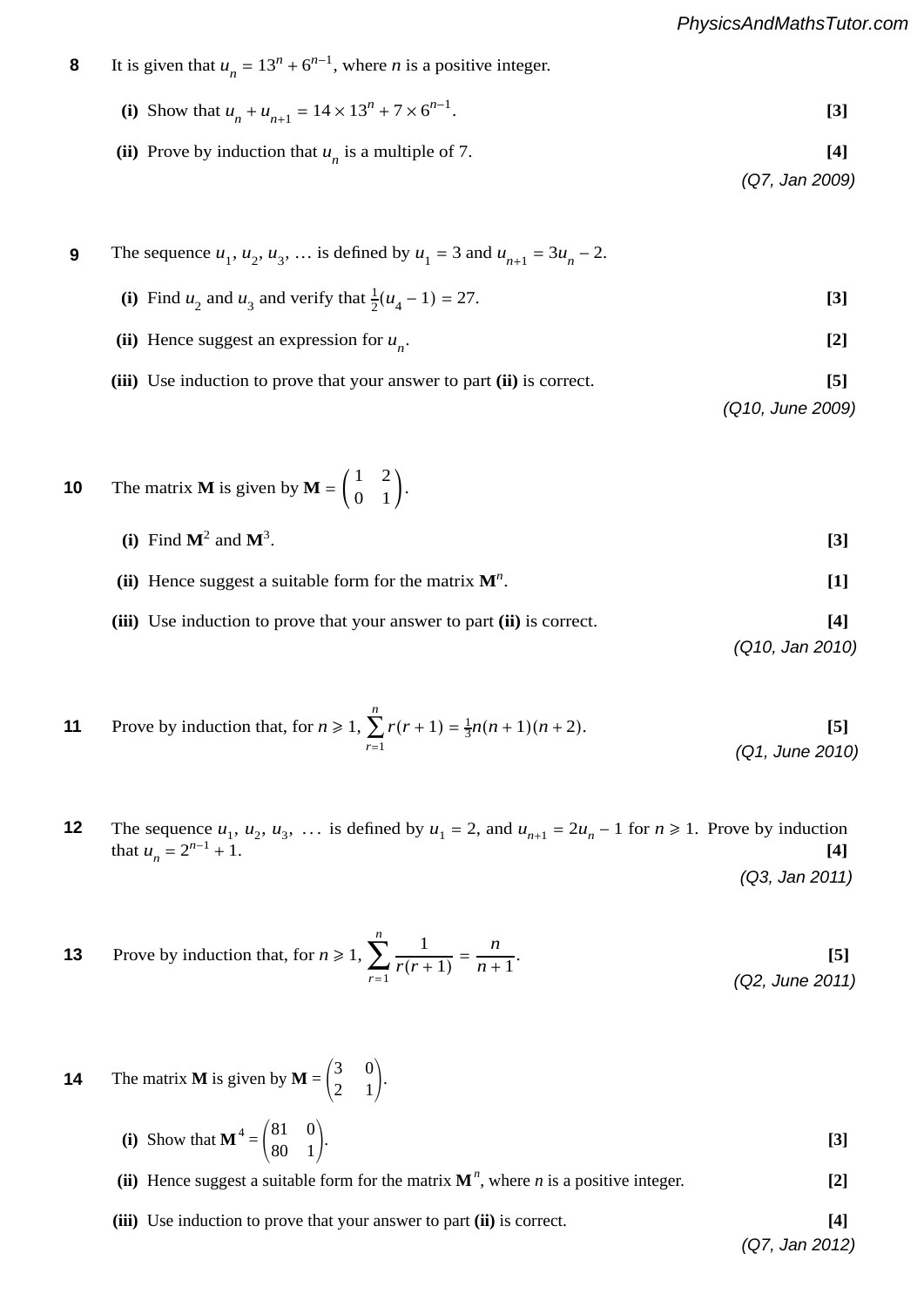**8** It is given that $u_n = 13^n + 6^{n-1}$, where $n$ is a positive integer.

**(i)** Show that $u_n + u_{n+1} = 14 \times 13^n + 7 \times 6^{n-1}$. **[3]**

**(ii)** Prove by induction that $u_n$ is a multiple of 7. **[4]**

*(Q7, Jan 2009)*

**9** The sequence $u_1, u_2, u_3, \ldots$ is defined by $u_1 = 3$ and $u_{n+1} = 3u_n - 2$.

**(i)** Find $u_2$ and $u_3$ and verify that $\frac{1}{2}(u_4 - 1) = 27$. **[3]**

**(ii)** Hence suggest an expression for $u_n$. **[2]**

**(iii)** Use induction to prove that your answer to part **(ii)** is correct. **[5]**

*(Q10, June 2009)*

**10** The matrix $\mathbf{M}$ is given by $\mathbf{M} = \begin{pmatrix} 1 & 2 \\ 0 & 1 \end{pmatrix}$.

**(i)** Find $\mathbf{M}^2$ and $\mathbf{M}^3$. **[3]**

**(ii)** Hence suggest a suitable form for the matrix $\mathbf{M}^n$. **[1]**

**(iii)** Use induction to prove that your answer to part **(ii)** is correct. **[4]**

*(Q10, Jan 2010)*

**11** Prove by induction that, for $n \geqslant 1$, $\displaystyle\sum_{r=1}^{n} r(r+1) = \frac{1}{3}n(n+1)(n+2)$. **[5]**

*(Q1, June 2010)*

**12** The sequence $u_1, u_2, u_3, \ldots$ is defined by $u_1 = 2$, and $u_{n+1} = 2u_n - 1$ for $n \geqslant 1$. Prove by induction that $u_n = 2^{n-1} + 1$. **[4]**

*(Q3, Jan 2011)*

**13** Prove by induction that, for $n \geqslant 1$, $\displaystyle\sum_{r=1}^{n} \frac{1}{r(r+1)} = \frac{n}{n+1}$. **[5]**

*(Q2, June 2011)*

**14** The matrix $\mathbf{M}$ is given by $\mathbf{M} = \begin{pmatrix} 3 & 0 \\ 2 & 1 \end{pmatrix}$.

**(i)** Show that $\mathbf{M}^4 = \begin{pmatrix} 81 & 0 \\ 80 & 1 \end{pmatrix}$. **[3]**

**(ii)** Hence suggest a suitable form for the matrix $\mathbf{M}^n$, where $n$ is a positive integer. **[2]**

**(iii)** Use induction to prove that your answer to part **(ii)** is correct. **[4]**

*(Q7, Jan 2012)*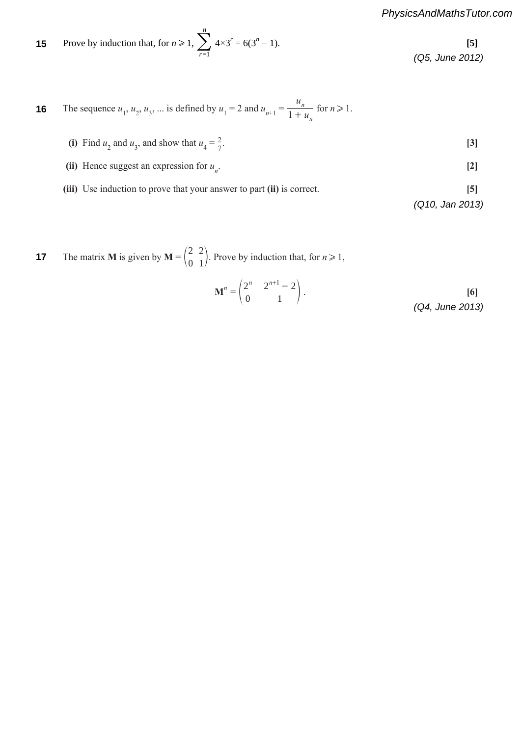**15** Prove by induction that, for $n \geqslant 1$, $\sum_{r=1}^{n} 4 \times 3^r = 6(3^n - 1)$. **[5]**

*(Q5, June 2012)*

**16** The sequence $u_1, u_2, u_3, \ldots$ is defined by $u_1 = 2$ and $u_{n+1} = \dfrac{u_n}{1 + u_n}$ for $n \geqslant 1$.

**(i)** Find $u_2$ and $u_3$, and show that $u_4 = \frac{2}{7}$. **[3]**

**(ii)** Hence suggest an expression for $u_n$. **[2]**

**(iii)** Use induction to prove that your answer to part **(ii)** is correct. **[5]**

*(Q10, Jan 2013)*

**17** The matrix $\mathbf{M}$ is given by $\mathbf{M} = \begin{pmatrix} 2 & 2 \\ 0 & 1 \end{pmatrix}$. Prove by induction that, for $n \geqslant 1$,

$$\mathbf{M}^n = \begin{pmatrix} 2^n & 2^{n+1} - 2 \\ 0 & 1 \end{pmatrix}.$$

**[6]**

*(Q4, June 2013)*